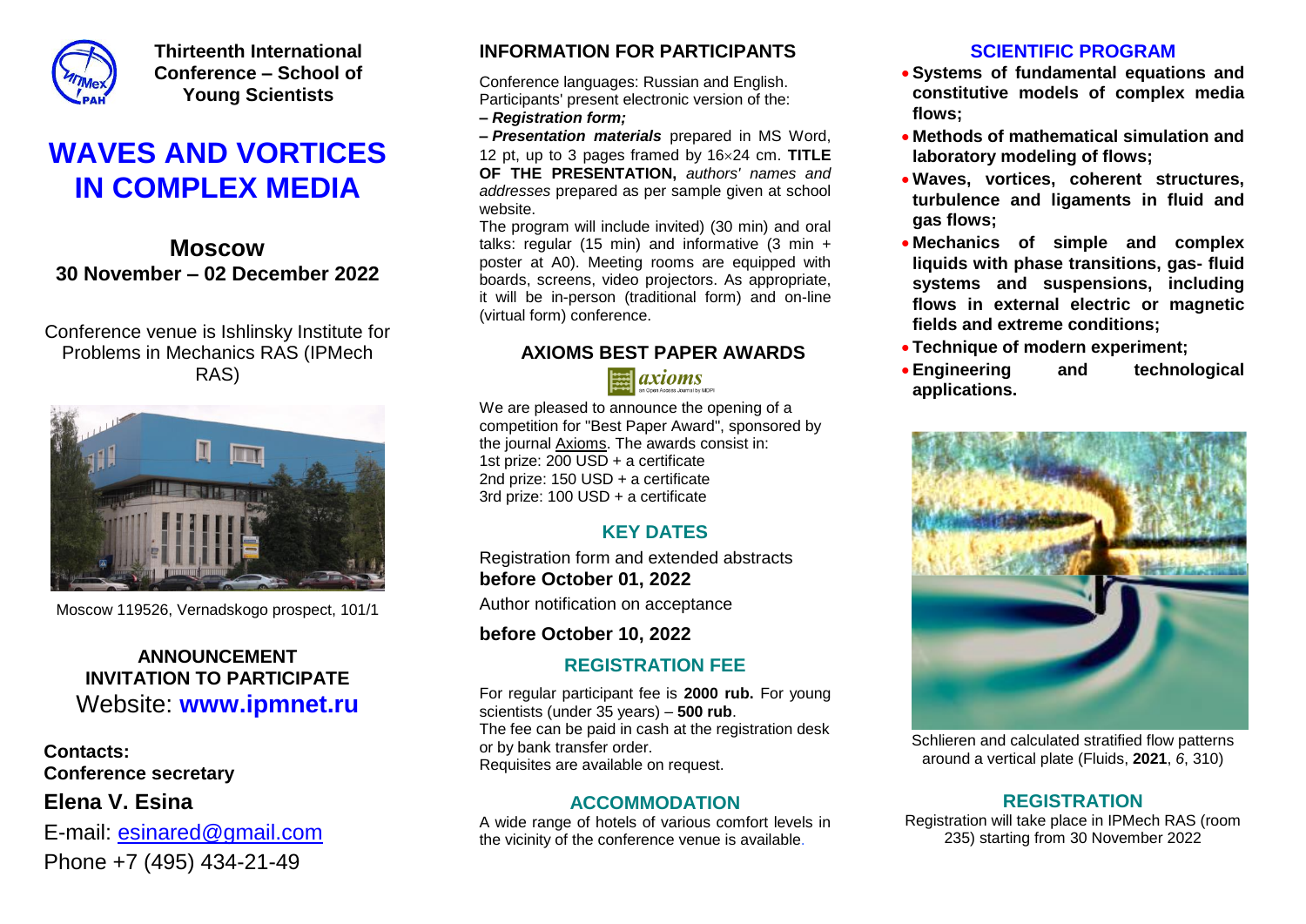**Thirteenth International Conference – School of Young Scientists**

# WAVES AND VORTICES IN COMPLEX MEDIA

## Moscow

**30 November – 02 December 2022**

Conference venue is Ishlinsky Institute for Problems in Mechanics RAS (IPMech RAS)

Moscow 119526, Vernadskogo prospect, 101/1

**ANNOUNCEMENT**
**INVITATION TO PARTICIPATE**

Website: **www.ipmnet.ru**

**Contacts:**
**Conference secretary**

**Elena V. Esina**

E-mail: esinared@gmail.com

Phone +7 (495) 434-21-49

## INFORMATION FOR PARTICIPANTS

Conference languages: Russian and English.
Participants' present electronic version of the:

***– Registration form;***

***– Presentation materials*** prepared in MS Word, 12 pt, up to 3 pages framed by 16×24 cm. **TITLE OF THE PRESENTATION,** *authors' names and addresses* prepared as per sample given at school website.

The program will include invited) (30 min) and oral talks: regular (15 min) and informative (3 min + poster at A0). Meeting rooms are equipped with boards, screens, video projectors. As appropriate, it will be in-person (traditional form) and on-line (virtual form) conference.

## AXIOMS BEST PAPER AWARDS

We are pleased to announce the opening of a competition for "Best Paper Award", sponsored by the journal Axioms. The awards consist in:
1st prize: 200 USD + a certificate
2nd prize: 150 USD + a certificate
3rd prize: 100 USD + a certificate

## KEY DATES

Registration form and extended abstracts
**before October 01, 2022**

Author notification on acceptance

**before October 10, 2022**

## REGISTRATION FEE

For regular participant fee is **2000 rub.** For young scientists (under 35 years) – **500 rub**.
The fee can be paid in cash at the registration desk or by bank transfer order.
Requisites are available on request.

## ACCOMMODATION

A wide range of hotels of various comfort levels in the vicinity of the conference venue is available.

## SCIENTIFIC PROGRAM

- **Systems of fundamental equations and constitutive models of complex media flows;**
- **Methods of mathematical simulation and laboratory modeling of flows;**
- **Waves, vortices, coherent structures, turbulence and ligaments in fluid and gas flows;**
- **Mechanics of simple and complex liquids with phase transitions, gas- fluid systems and suspensions, including flows in external electric or magnetic fields and extreme conditions;**
- **Technique of modern experiment;**
- **Engineering and technological applications.**

Schlieren and calculated stratified flow patterns around a vertical plate (Fluids, **2021**, *6*, 310)

## REGISTRATION

Registration will take place in IPMech RAS (room 235) starting from 30 November 2022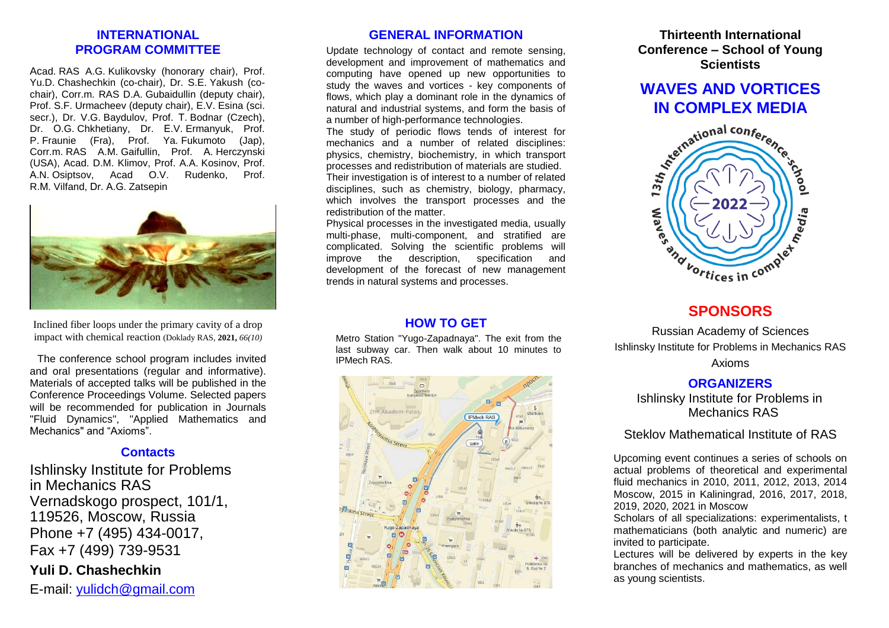## INTERNATIONAL PROGRAM COMMITTEE

Acad. RAS A.G. Kulikovsky (honorary chair), Prof. Yu.D. Chashechkin (co-chair), Dr. S.E. Yakush (co-chair), Corr.m. RAS D.A. Gubaidullin (deputy chair), Prof. S.F. Urmacheev (deputy chair), E.V. Esina (sci. secr.), Dr. V.G. Baydulov, Prof. T. Bodnar (Czech), Dr. O.G. Chkhetiany, Dr. E.V. Ermanyuk, Prof. P. Fraunie (Fra), Prof. Ya. Fukumoto (Jap), Corr.m. RAS A.M. Gaifullin, Prof. A. Herczynski (USA), Acad. D.M. Klimov, Prof. A.A. Kosinov, Prof. A.N. Osiptsov, Acad O.V. Rudenko, Prof. R.M. Vilfand, Dr. A.G. Zatsepin

Inclined fiber loops under the primary cavity of a drop impact with chemical reaction (Doklady RAS, **2021,** *66(10)*

The conference school program includes invited and oral presentations (regular and informative). Materials of accepted talks will be published in the Conference Proceedings Volume. Selected papers will be recommended for publication in Journals "Fluid Dynamics", "Applied Mathematics and Mechanics" and "Axioms".

### Contacts

Ishlinsky Institute for Problems in Mechanics RAS
Vernadskogo prospect, 101/1, 119526, Moscow, Russia
Phone +7 (495) 434-0017,
Fax +7 (499) 739-9531

**Yuli D. Chashechkin**

E-mail: yulidch@gmail.com

## GENERAL INFORMATION

Update technology of contact and remote sensing, development and improvement of mathematics and computing have opened up new opportunities to study the waves and vortices - key components of flows, which play a dominant role in the dynamics of natural and industrial systems, and form the basis of a number of high-performance technologies.

The study of periodic flows tends of interest for mechanics and a number of related disciplines: physics, chemistry, biochemistry, in which transport processes and redistribution of materials are studied.

Their investigation is of interest to a number of related disciplines, such as chemistry, biology, pharmacy, which involves the transport processes and the redistribution of the matter.

Physical processes in the investigated media, usually multi-phase, multi-component, and stratified are complicated. Solving the scientific problems will improve the description, specification and development of the forecast of new management trends in natural systems and processes.

### HOW TO GET

Metro Station "Yugo-Zapadnaya". The exit from the last subway car. Then walk about 10 minutes to IPMech RAS.

**Thirteenth International Conference – School of Young Scientists**

# WAVES AND VORTICES IN COMPLEX MEDIA

## SPONSORS

Russian Academy of Sciences

Ishlinsky Institute for Problems in Mechanics RAS

Axioms

### ORGANIZERS

Ishlinsky Institute for Problems in Mechanics RAS

Steklov Mathematical Institute of RAS

Upcoming event continues a series of schools on actual problems of theoretical and experimental fluid mechanics in 2010, 2011, 2012, 2013, 2014 Moscow, 2015 in Kaliningrad, 2016, 2017, 2018, 2019, 2020, 2021 in Moscow

Scholars of all specializations: experimentalists, t mathematicians (both analytic and numeric) are invited to participate.

Lectures will be delivered by experts in the key branches of mechanics and mathematics, as well as young scientists.